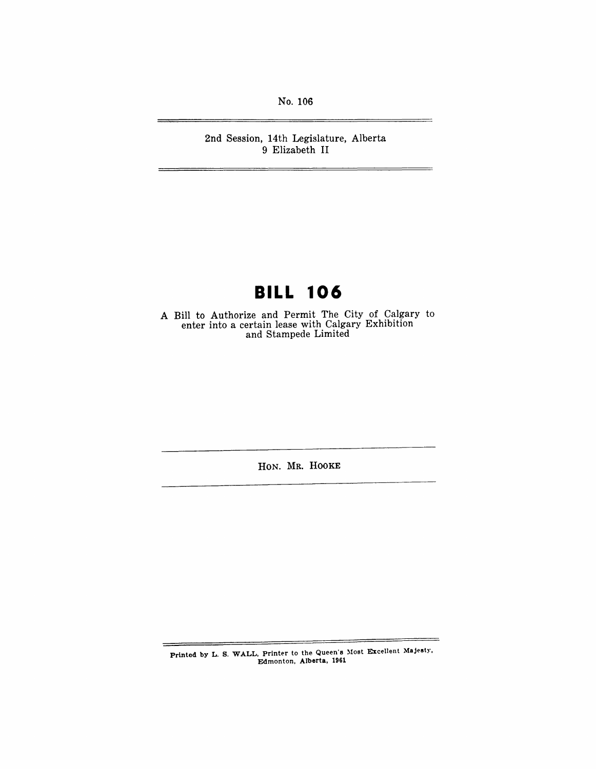No. 106

---

2nd Session, 14th Legislature, Alberta
9 Elizabeth II

---

# BILL 106

A Bill to Authorize and Permit The City of Calgary to enter into a certain lease with Calgary Exhibition and Stampede Limited

---

HON. MR. HOOKE

---

Printed by L. S. WALL, Printer to the Queen's Most Excellent Majesty, Edmonton, Alberta, 1961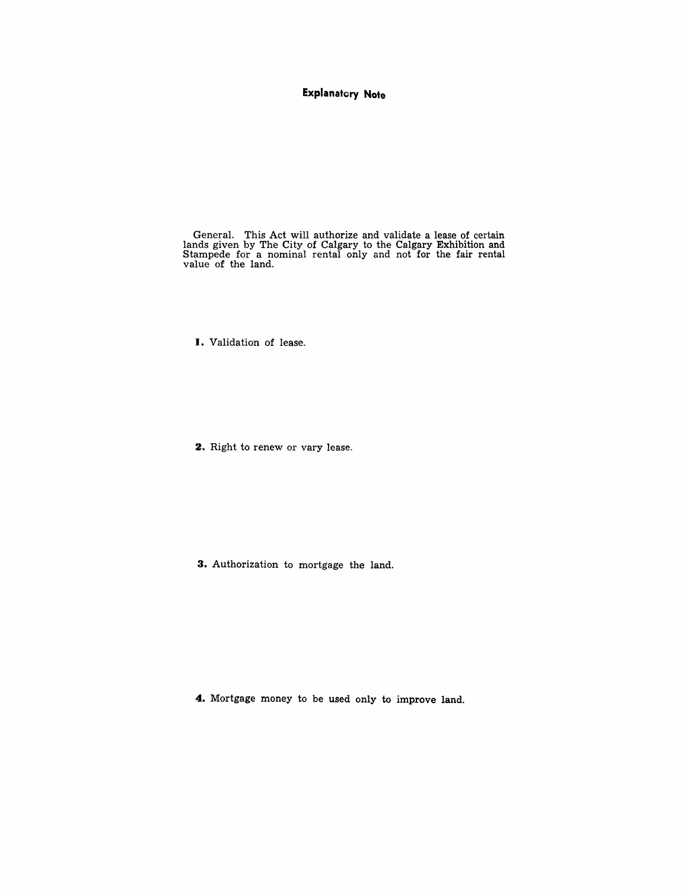## Explanatory Note

General. This Act will authorize and validate a lease of certain lands given by The City of Calgary to the Calgary Exhibition and Stampede for a nominal rental only and not for the fair rental value of the land.

**1.** Validation of lease.

**2.** Right to renew or vary lease.

**3.** Authorization to mortgage the land.

**4.** Mortgage money to be used only to improve land.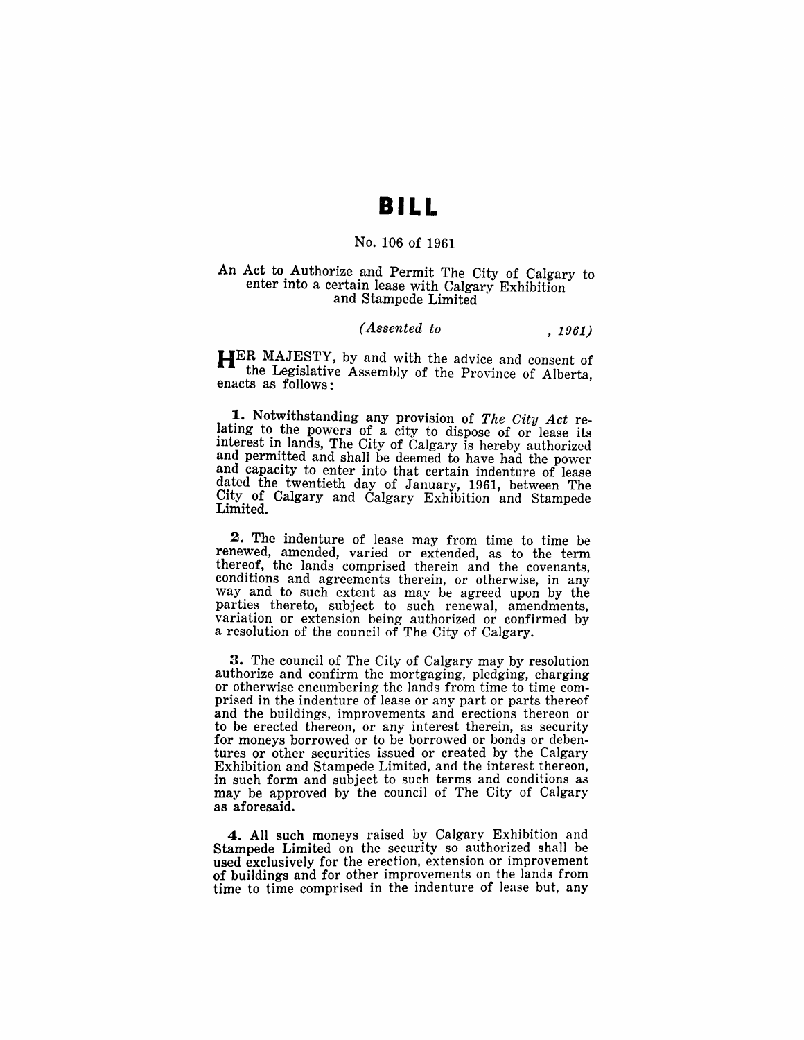# BILL

No. 106 of 1961

An Act to Authorize and Permit The City of Calgary to enter into a certain lease with Calgary Exhibition and Stampede Limited

*(Assented to , 1961)*

HER MAJESTY, by and with the advice and consent of the Legislative Assembly of the Province of Alberta, enacts as follows:

**1.** Notwithstanding any provision of *The City Act* relating to the powers of a city to dispose of or lease its interest in lands, The City of Calgary is hereby authorized and permitted and shall be deemed to have had the power and capacity to enter into that certain indenture of lease dated the twentieth day of January, 1961, between The City of Calgary and Calgary Exhibition and Stampede Limited.

**2.** The indenture of lease may from time to time be renewed, amended, varied or extended, as to the term thereof, the lands comprised therein and the covenants, conditions and agreements therein, or otherwise, in any way and to such extent as may be agreed upon by the parties thereto, subject to such renewal, amendments, variation or extension being authorized or confirmed by a resolution of the council of The City of Calgary.

**3.** The council of The City of Calgary may by resolution authorize and confirm the mortgaging, pledging, charging or otherwise encumbering the lands from time to time comprised in the indenture of lease or any part or parts thereof and the buildings, improvements and erections thereon or to be erected thereon, or any interest therein, as security for moneys borrowed or to be borrowed or bonds or debentures or other securities issued or created by the Calgary Exhibition and Stampede Limited, and the interest thereon, in such form and subject to such terms and conditions as may be approved by the council of The City of Calgary as aforesaid.

**4.** All such moneys raised by Calgary Exhibition and Stampede Limited on the security so authorized shall be used exclusively for the erection, extension or improvement of buildings and for other improvements on the lands from time to time comprised in the indenture of lease but, any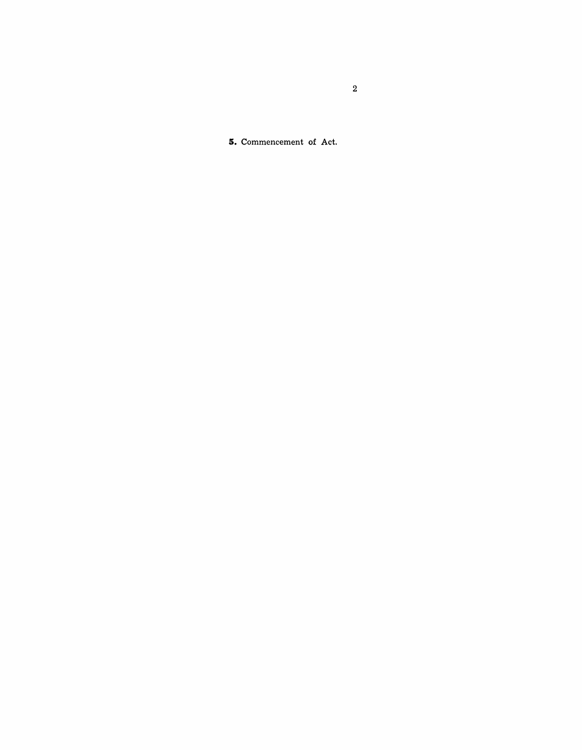**5.** Commencement of Act.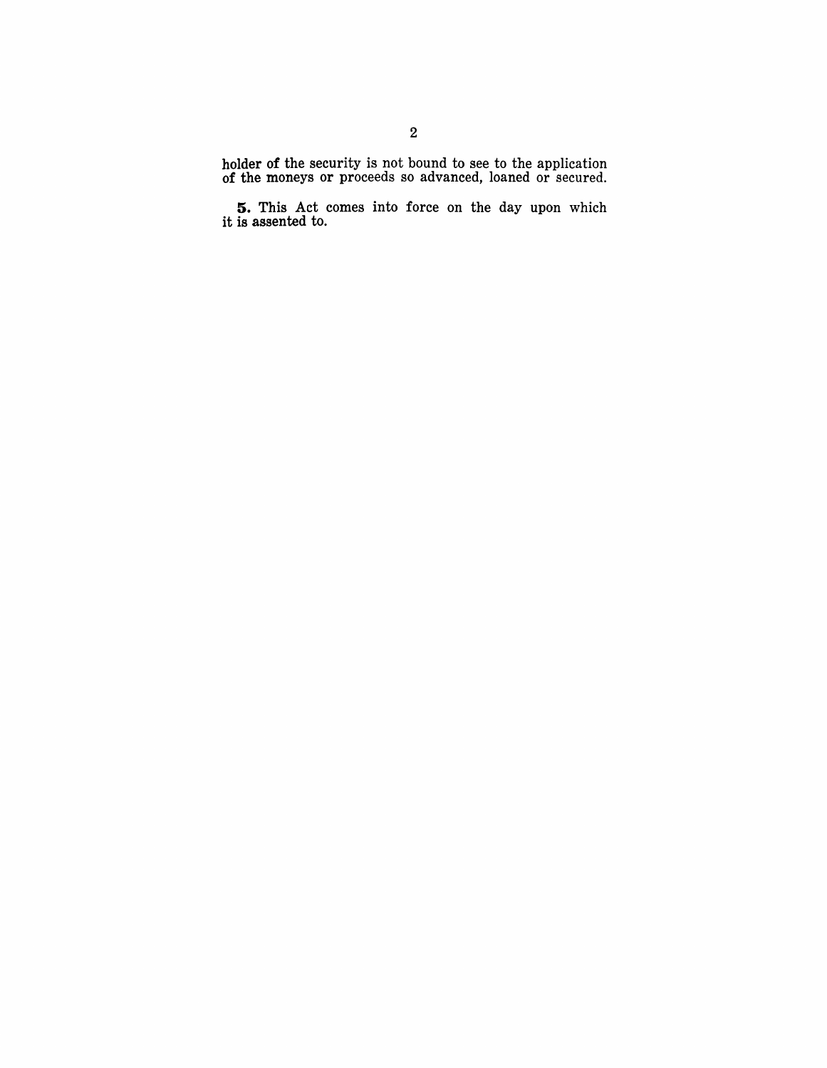holder of the security is not bound to see to the application of the moneys or proceeds so advanced, loaned or secured.

**5.** This Act comes into force on the day upon which it is assented to.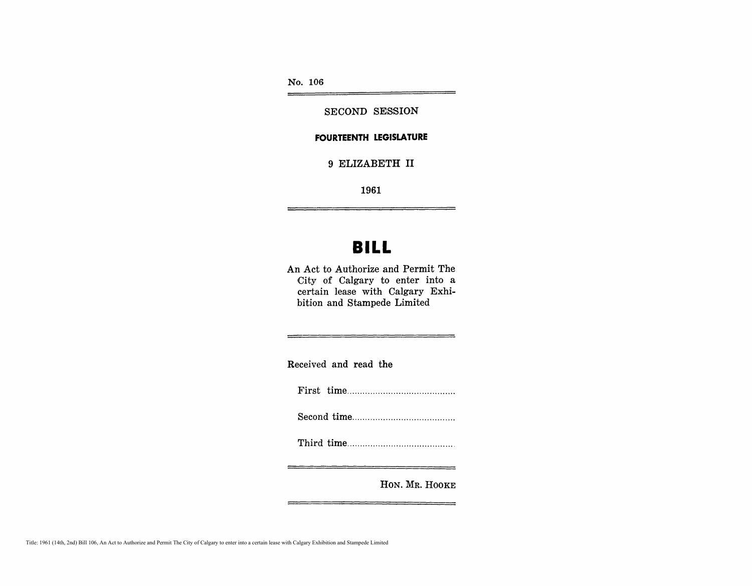No. 106

SECOND SESSION

FOURTEENTH LEGISLATURE

9 ELIZABETH II

1961

# BILL

An Act to Authorize and Permit The City of Calgary to enter into a certain lease with Calgary Exhibition and Stampede Limited

Received and read the

First time..........................................

Second time........................................

Third time..........................................

HON. MR. HOOKE

Title: 1961 (14th, 2nd) Bill 106, An Act to Authorize and Permit The City of Calgary to enter into a certain lease with Calgary Exhibition and Stampede Limited